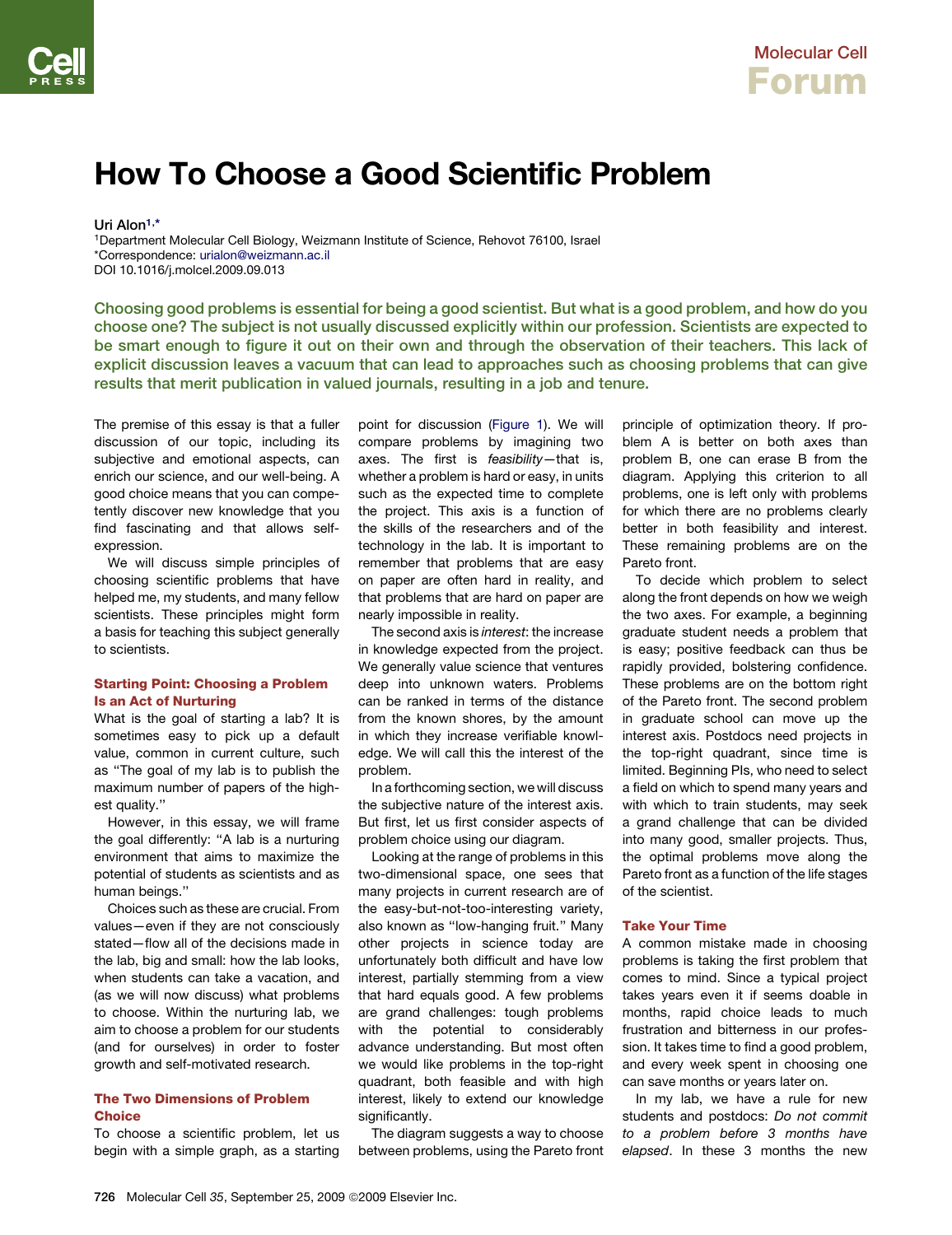# How To Choose a Good Scientific Problem

Uri Alon[1,*]

[1]Department Molecular Cell Biology, Weizmann Institute of Science, Rehovot 76100, Israel
*Correspondence: urialon@weizmann.ac.il
DOI 10.1016/j.molcel.2009.09.013

**Choosing good problems is essential for being a good scientist. But what is a good problem, and how do you choose one? The subject is not usually discussed explicitly within our profession. Scientists are expected to be smart enough to figure it out on their own and through the observation of their teachers. This lack of explicit discussion leaves a vacuum that can lead to approaches such as choosing problems that can give results that merit publication in valued journals, resulting in a job and tenure.**

The premise of this essay is that a fuller discussion of our topic, including its subjective and emotional aspects, can enrich our science, and our well-being. A good choice means that you can competently discover new knowledge that you find fascinating and that allows self-expression.

We will discuss simple principles of choosing scientific problems that have helped me, my students, and many fellow scientists. These principles might form a basis for teaching this subject generally to scientists.

## Starting Point: Choosing a Problem Is an Act of Nurturing

What is the goal of starting a lab? It is sometimes easy to pick up a default value, common in current culture, such as "The goal of my lab is to publish the maximum number of papers of the highest quality."

However, in this essay, we will frame the goal differently: "A lab is a nurturing environment that aims to maximize the potential of students as scientists and as human beings."

Choices such as these are crucial. From values—even if they are not consciously stated—flow all of the decisions made in the lab, big and small: how the lab looks, when students can take a vacation, and (as we will now discuss) what problems to choose. Within the nurturing lab, we aim to choose a problem for our students (and for ourselves) in order to foster growth and self-motivated research.

## The Two Dimensions of Problem Choice

To choose a scientific problem, let us begin with a simple graph, as a starting point for discussion (Figure 1). We will compare problems by imagining two axes. The first is *feasibility*—that is, whether a problem is hard or easy, in units such as the expected time to complete the project. This axis is a function of the skills of the researchers and of the technology in the lab. It is important to remember that problems that are easy on paper are often hard in reality, and that problems that are hard on paper are nearly impossible in reality.

The second axis is *interest*: the increase in knowledge expected from the project. We generally value science that ventures deep into unknown waters. Problems can be ranked in terms of the distance from the known shores, by the amount in which they increase verifiable knowledge. We will call this the interest of the problem.

In a forthcoming section, we will discuss the subjective nature of the interest axis. But first, let us first consider aspects of problem choice using our diagram.

Looking at the range of problems in this two-dimensional space, one sees that many projects in current research are of the easy-but-not-too-interesting variety, also known as "low-hanging fruit." Many other projects in science today are unfortunately both difficult and have low interest, partially stemming from a view that hard equals good. A few problems are grand challenges: tough problems with the potential to considerably advance understanding. But most often we would like problems in the top-right quadrant, both feasible and with high interest, likely to extend our knowledge significantly.

The diagram suggests a way to choose between problems, using the Pareto front principle of optimization theory. If problem A is better on both axes than problem B, one can erase B from the diagram. Applying this criterion to all problems, one is left only with problems for which there are no problems clearly better in both feasibility and interest. These remaining problems are on the Pareto front.

To decide which problem to select along the front depends on how we weigh the two axes. For example, a beginning graduate student needs a problem that is easy; positive feedback can thus be rapidly provided, bolstering confidence. These problems are on the bottom right of the Pareto front. The second problem in graduate school can move up the interest axis. Postdocs need projects in the top-right quadrant, since time is limited. Beginning PIs, who need to select a field on which to spend many years and with which to train students, may seek a grand challenge that can be divided into many good, smaller projects. Thus, the optimal problems move along the Pareto front as a function of the life stages of the scientist.

## Take Your Time

A common mistake made in choosing problems is taking the first problem that comes to mind. Since a typical project takes years even if it seems doable in months, rapid choice leads to much frustration and bitterness in our profession. It takes time to find a good problem, and every week spent in choosing one can save months or years later on.

In my lab, we have a rule for new students and postdocs: *Do not commit to a problem before 3 months have elapsed*. In these 3 months the new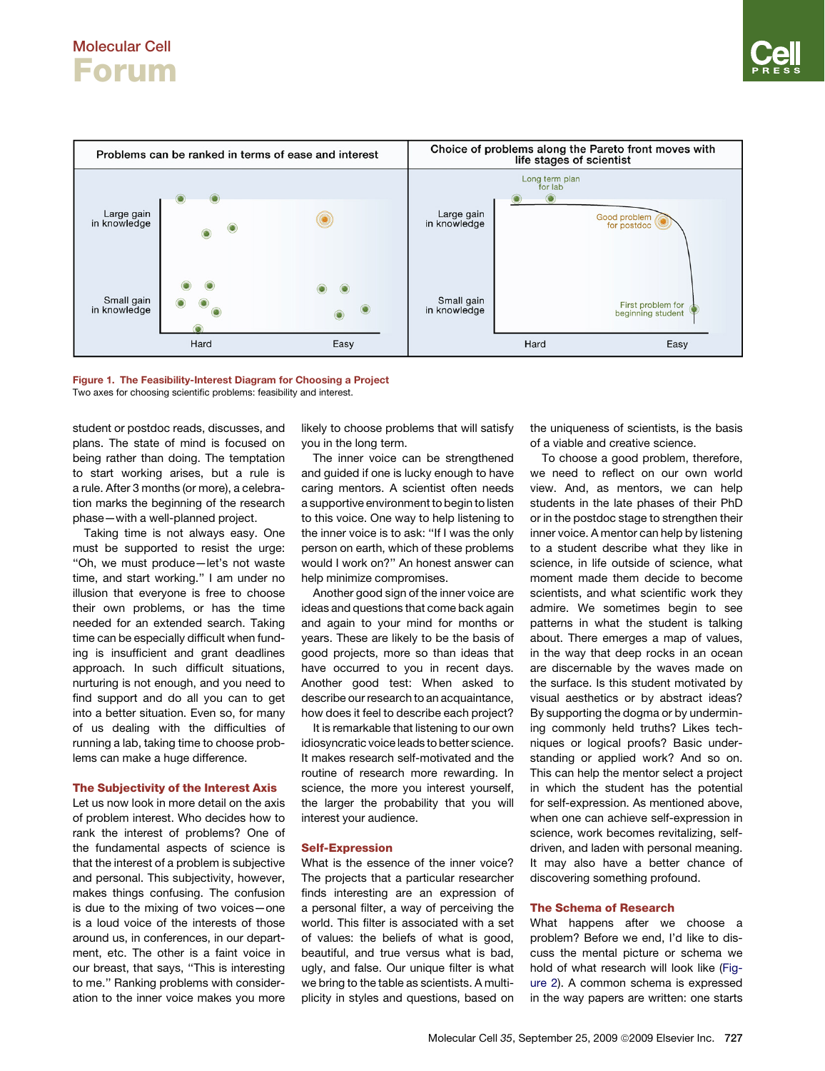**Figure 1. The Feasibility-Interest Diagram for Choosing a Project**
Two axes for choosing scientific problems: feasibility and interest.

student or postdoc reads, discusses, and plans. The state of mind is focused on being rather than doing. The temptation to start working arises, but a rule is a rule. After 3 months (or more), a celebration marks the beginning of the research phase—with a well-planned project.

Taking time is not always easy. One must be supported to resist the urge: "Oh, we must produce—let's not waste time, and start working." I am under no illusion that everyone is free to choose their own problems, or has the time needed for an extended search. Taking time can be especially difficult when funding is insufficient and grant deadlines approach. In such difficult situations, nurturing is not enough, and you need to find support and do all you can to get into a better situation. Even so, for many of us dealing with the difficulties of running a lab, taking time to choose problems can make a huge difference.

## The Subjectivity of the Interest Axis

Let us now look in more detail on the axis of problem interest. Who decides how to rank the interest of problems? One of the fundamental aspects of science is that the interest of a problem is subjective and personal. This subjectivity, however, makes things confusing. The confusion is due to the mixing of two voices—one is a loud voice of the interests of those around us, in conferences, in our department, etc. The other is a faint voice in our breast, that says, "This is interesting to me." Ranking problems with consideration to the inner voice makes you more likely to choose problems that will satisfy you in the long term.

The inner voice can be strengthened and guided if one is lucky enough to have caring mentors. A scientist often needs a supportive environment to begin to listen to this voice. One way to help listening to the inner voice is to ask: "If I was the only person on earth, which of these problems would I work on?" An honest answer can help minimize compromises.

Another good sign of the inner voice are ideas and questions that come back again and again to your mind for months or years. These are likely to be the basis of good projects, more so than ideas that have occurred to you in recent days. Another good test: When asked to describe our research to an acquaintance, how does it feel to describe each project?

It is remarkable that listening to our own idiosyncratic voice leads to better science. It makes research self-motivated and the routine of research more rewarding. In science, the more you interest yourself, the larger the probability that you will interest your audience.

## Self-Expression

What is the essence of the inner voice? The projects that a particular researcher finds interesting are an expression of a personal filter, a way of perceiving the world. This filter is associated with a set of values: the beliefs of what is good, beautiful, and true versus what is bad, ugly, and false. Our unique filter is what we bring to the table as scientists. A multiplicity in styles and questions, based on the uniqueness of scientists, is the basis of a viable and creative science.

To choose a good problem, therefore, we need to reflect on our own world view. And, as mentors, we can help students in the late phases of their PhD or in the postdoc stage to strengthen their inner voice. A mentor can help by listening to a student describe what they like in science, in life outside of science, what moment made them decide to become scientists, and what scientific work they admire. We sometimes begin to see patterns in what the student is talking about. There emerges a map of values, in the way that deep rocks in an ocean are discernable by the waves made on the surface. Is this student motivated by visual aesthetics or by abstract ideas? By supporting the dogma or by undermining commonly held truths? Likes techniques or logical proofs? Basic understanding or applied work? And so on. This can help the mentor select a project in which the student has the potential for self-expression. As mentioned above, when one can achieve self-expression in science, work becomes revitalizing, self-driven, and laden with personal meaning. It may also have a better chance of discovering something profound.

## The Schema of Research

What happens after we choose a problem? Before we end, I'd like to discuss the mental picture or schema we hold of what research will look like (Figure 2). A common schema is expressed in the way papers are written: one starts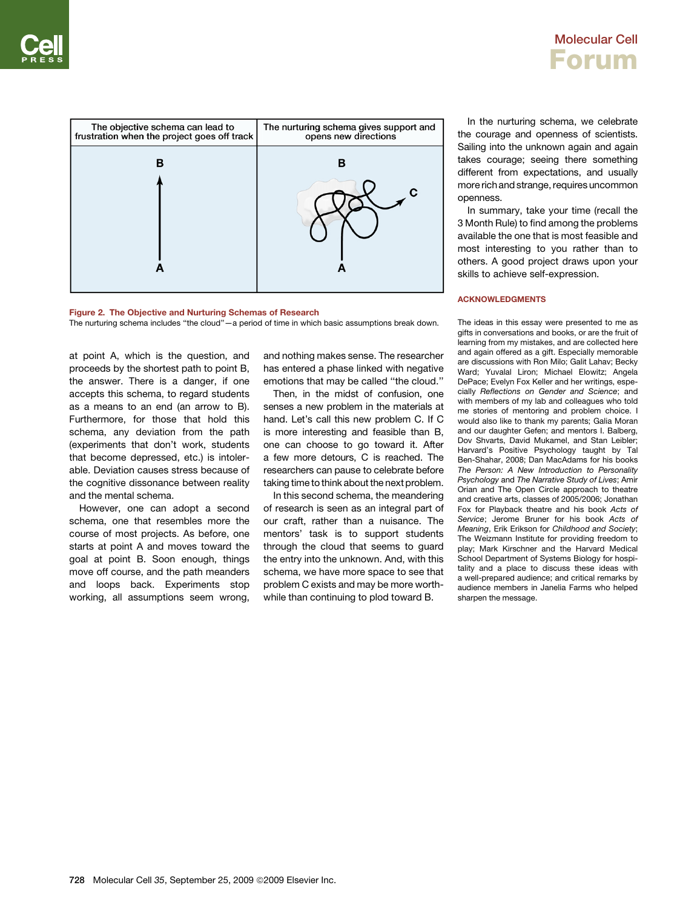The objective schema can lead to frustration when the project goes off track

The nurturing schema gives support and opens new directions

B

A

B

C

A

**Figure 2. The Objective and Nurturing Schemas of Research**

The nurturing schema includes "the cloud"—a period of time in which basic assumptions break down.

at point A, which is the question, and proceeds by the shortest path to point B, the answer. There is a danger, if one accepts this schema, to regard students as a means to an end (an arrow to B). Furthermore, for those that hold this schema, any deviation from the path (experiments that don't work, students that become depressed, etc.) is intolerable. Deviation causes stress because of the cognitive dissonance between reality and the mental schema.

However, one can adopt a second schema, one that resembles more the course of most projects. As before, one starts at point A and moves toward the goal at point B. Soon enough, things move off course, and the path meanders and loops back. Experiments stop working, all assumptions seem wrong, and nothing makes sense. The researcher has entered a phase linked with negative emotions that may be called "the cloud."

Then, in the midst of confusion, one senses a new problem in the materials at hand. Let's call this new problem C. If C is more interesting and feasible than B, one can choose to go toward it. After a few more detours, C is reached. The researchers can pause to celebrate before taking time to think about the next problem.

In this second schema, the meandering of research is seen as an integral part of our craft, rather than a nuisance. The mentors' task is to support students through the cloud that seems to guard the entry into the unknown. And, with this schema, we have more space to see that problem C exists and may be more worthwhile than continuing to plod toward B.

In the nurturing schema, we celebrate the courage and openness of scientists. Sailing into the unknown again and again takes courage; seeing there something different from expectations, and usually more rich and strange, requires uncommon openness.

In summary, take your time (recall the 3 Month Rule) to find among the problems available the one that is most feasible and most interesting to you rather than to others. A good project draws upon your skills to achieve self-expression.

## ACKNOWLEDGMENTS

The ideas in this essay were presented to me as gifts in conversations and books, or are the fruit of learning from my mistakes, and are collected here and again offered as a gift. Especially memorable are discussions with Ron Milo; Galit Lahav; Becky Ward; Yuvalal Liron; Michael Elowitz; Angela DePace; Evelyn Fox Keller and her writings, especially *Reflections on Gender and Science*; and with members of my lab and colleagues who told me stories of mentoring and problem choice. I would also like to thank my parents; Galia Moran and our daughter Gefen; and mentors I. Balberg, Dov Shvarts, David Mukamel, and Stan Leibler; Harvard's Positive Psychology taught by Tal Ben-Shahar, 2008; Dan MacAdams for his books *The Person: A New Introduction to Personality Psychology* and *The Narrative Study of Lives*; Amir Orian and The Open Circle approach to theatre and creative arts, classes of 2005/2006; Jonathan Fox for Playback theatre and his book *Acts of Service*; Jerome Bruner for his book *Acts of Meaning*, Erik Erikson for *Childhood and Society*; The Weizmann Institute for providing freedom to play; Mark Kirschner and the Harvard Medical School Department of Systems Biology for hospitality and a place to discuss these ideas with a well-prepared audience; and critical remarks by audience members in Janelia Farms who helped sharpen the message.